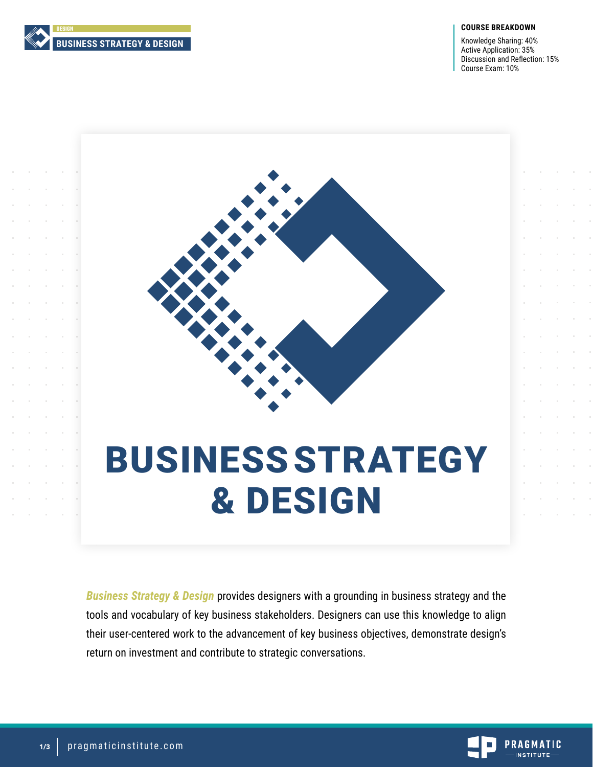DESIGN

BUSINESS STRATEGY & DESIGN

**COURSE BREAKDOWN**

Knowledge Sharing: 40%
Active Application: 35%
Discussion and Reflection: 15%
Course Exam: 10%

# BUSINESS STRATEGY & DESIGN

***Business Strategy & Design*** provides designers with a grounding in business strategy and the tools and vocabulary of key business stakeholders. Designers can use this knowledge to align their user-centered work to the advancement of key business objectives, demonstrate design's return on investment and contribute to strategic conversations.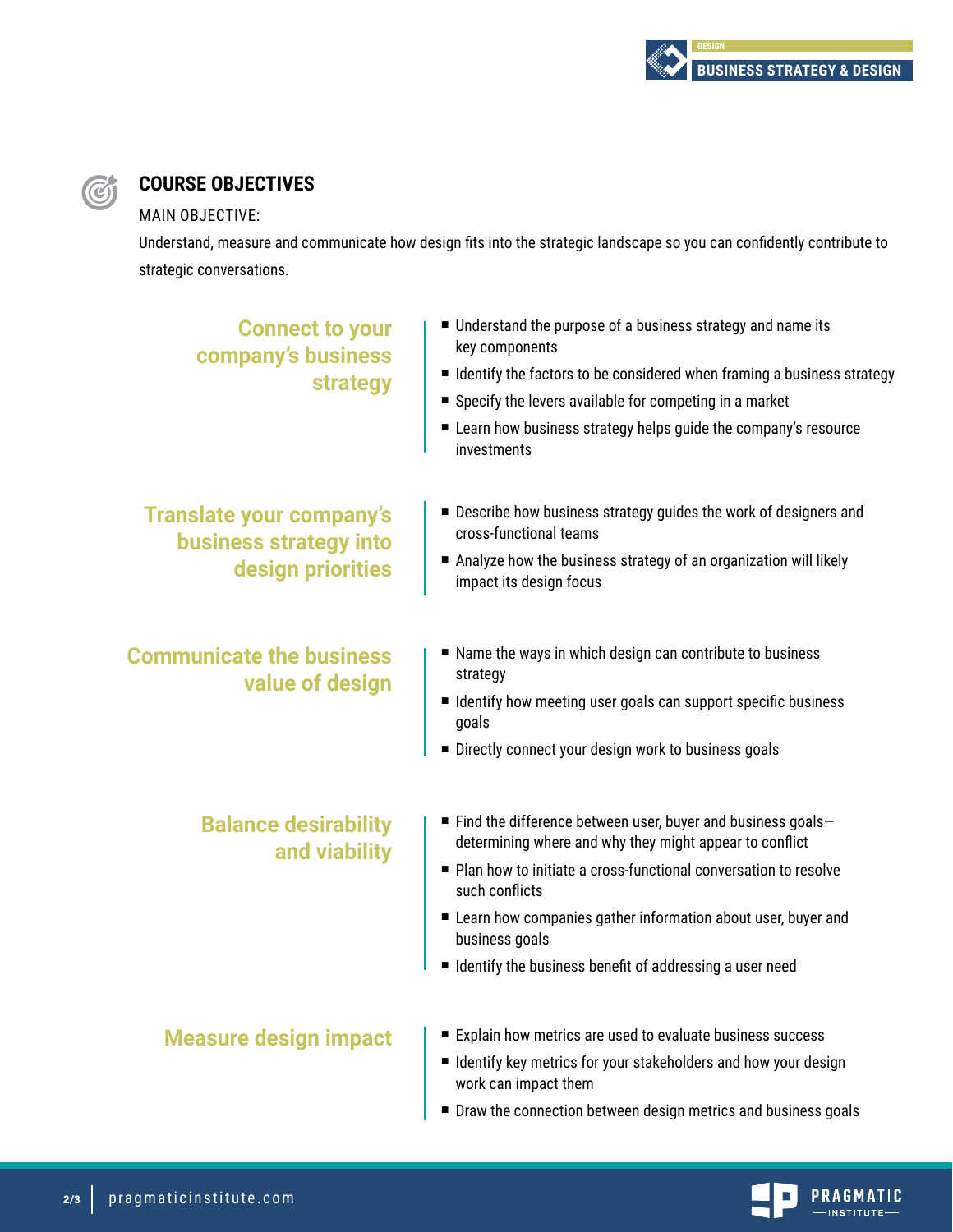## COURSE OBJECTIVES

MAIN OBJECTIVE:

Understand, measure and communicate how design fits into the strategic landscape so you can confidently contribute to strategic conversations.

### Connect to your company's business strategy

- Understand the purpose of a business strategy and name its key components
- Identify the factors to be considered when framing a business strategy
- Specify the levers available for competing in a market
- Learn how business strategy helps guide the company's resource investments

### Translate your company's business strategy into design priorities

- Describe how business strategy guides the work of designers and cross-functional teams
- Analyze how the business strategy of an organization will likely impact its design focus

### Communicate the business value of design

- Name the ways in which design can contribute to business strategy
- Identify how meeting user goals can support specific business goals
- Directly connect your design work to business goals

### Balance desirability and viability

- Find the difference between user, buyer and business goals—determining where and why they might appear to conflict
- Plan how to initiate a cross-functional conversation to resolve such conflicts
- Learn how companies gather information about user, buyer and business goals
- Identify the business benefit of addressing a user need

### Measure design impact

- Explain how metrics are used to evaluate business success
- Identify key metrics for your stakeholders and how your design work can impact them
- Draw the connection between design metrics and business goals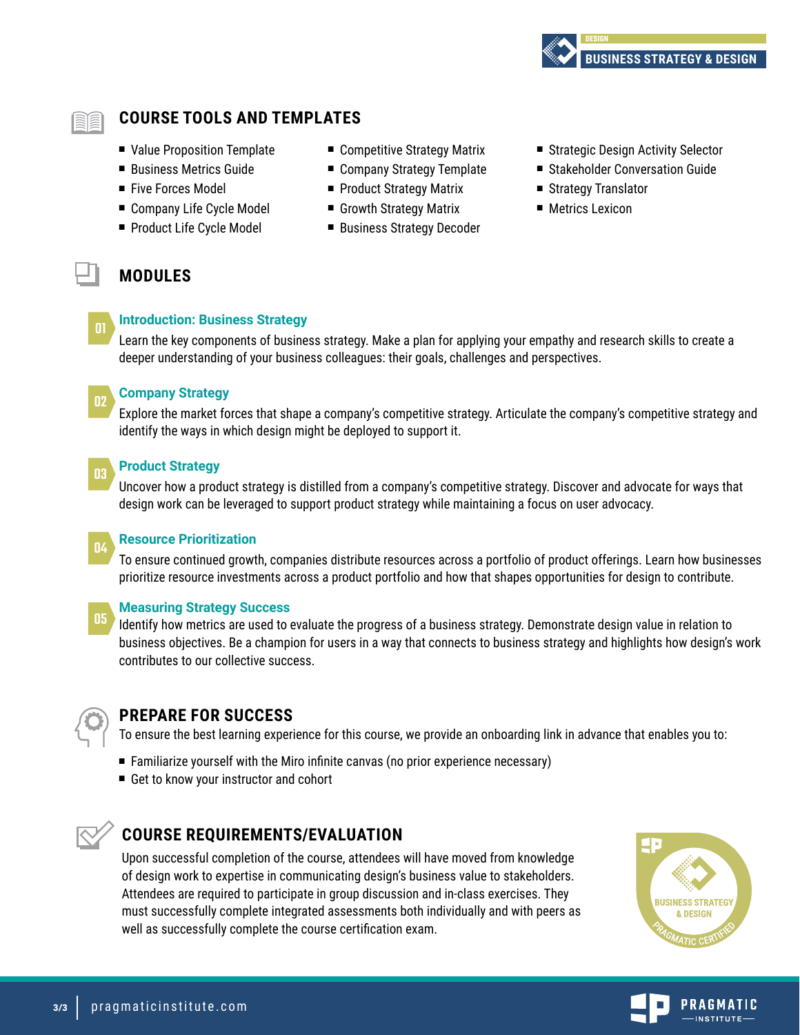## COURSE TOOLS AND TEMPLATES

- Value Proposition Template
- Business Metrics Guide
- Five Forces Model
- Company Life Cycle Model
- Product Life Cycle Model
- Competitive Strategy Matrix
- Company Strategy Template
- Product Strategy Matrix
- Growth Strategy Matrix
- Business Strategy Decoder
- Strategic Design Activity Selector
- Stakeholder Conversation Guide
- Strategy Translator
- Metrics Lexicon

## MODULES

### 01 Introduction: Business Strategy

Learn the key components of business strategy. Make a plan for applying your empathy and research skills to create a deeper understanding of your business colleagues: their goals, challenges and perspectives.

### 02 Company Strategy

Explore the market forces that shape a company's competitive strategy. Articulate the company's competitive strategy and identify the ways in which design might be deployed to support it.

### 03 Product Strategy

Uncover how a product strategy is distilled from a company's competitive strategy. Discover and advocate for ways that design work can be leveraged to support product strategy while maintaining a focus on user advocacy.

### 04 Resource Prioritization

To ensure continued growth, companies distribute resources across a portfolio of product offerings. Learn how businesses prioritize resource investments across a product portfolio and how that shapes opportunities for design to contribute.

### 05 Measuring Strategy Success

Identify how metrics are used to evaluate the progress of a business strategy. Demonstrate design value in relation to business objectives. Be a champion for users in a way that connects to business strategy and highlights how design's work contributes to our collective success.

## PREPARE FOR SUCCESS

To ensure the best learning experience for this course, we provide an onboarding link in advance that enables you to:

- Familiarize yourself with the Miro infinite canvas (no prior experience necessary)
- Get to know your instructor and cohort

## COURSE REQUIREMENTS/EVALUATION

Upon successful completion of the course, attendees will have moved from knowledge of design work to expertise in communicating design's business value to stakeholders. Attendees are required to participate in group discussion and in-class exercises. They must successfully complete integrated assessments both individually and with peers as well as successfully complete the course certification exam.

BUSINESS STRATEGY & DESIGN
PRAGMATIC CERTIFIED